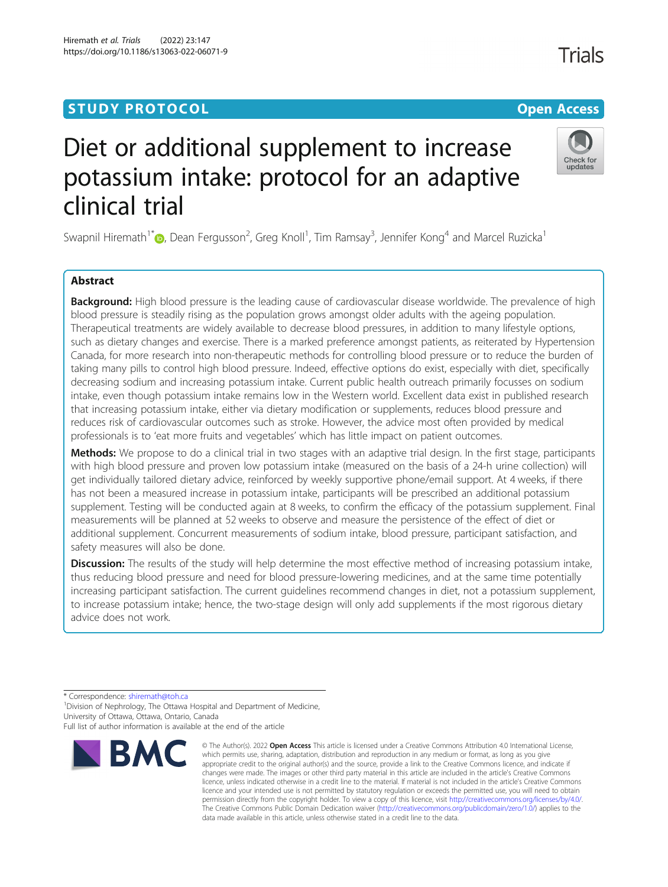STUDY PROTOCOL Open Access

# Diet or additional supplement to increase potassium intake: protocol for an adaptive clinical trial

Swapnil Hiremath[1*], Dean Fergusson[2], Greg Knoll[1], Tim Ramsay[3], Jennifer Kong[4] and Marcel Ruzicka[1]

## Abstract

**Background:** High blood pressure is the leading cause of cardiovascular disease worldwide. The prevalence of high blood pressure is steadily rising as the population grows amongst older adults with the ageing population. Therapeutical treatments are widely available to decrease blood pressures, in addition to many lifestyle options, such as dietary changes and exercise. There is a marked preference amongst patients, as reiterated by Hypertension Canada, for more research into non-therapeutic methods for controlling blood pressure or to reduce the burden of taking many pills to control high blood pressure. Indeed, effective options do exist, especially with diet, specifically decreasing sodium and increasing potassium intake. Current public health outreach primarily focusses on sodium intake, even though potassium intake remains low in the Western world. Excellent data exist in published research that increasing potassium intake, either via dietary modification or supplements, reduces blood pressure and reduces risk of cardiovascular outcomes such as stroke. However, the advice most often provided by medical professionals is to 'eat more fruits and vegetables' which has little impact on patient outcomes.

**Methods:** We propose to do a clinical trial in two stages with an adaptive trial design. In the first stage, participants with high blood pressure and proven low potassium intake (measured on the basis of a 24-h urine collection) will get individually tailored dietary advice, reinforced by weekly supportive phone/email support. At 4 weeks, if there has not been a measured increase in potassium intake, participants will be prescribed an additional potassium supplement. Testing will be conducted again at 8 weeks, to confirm the efficacy of the potassium supplement. Final measurements will be planned at 52 weeks to observe and measure the persistence of the effect of diet or additional supplement. Concurrent measurements of sodium intake, blood pressure, participant satisfaction, and safety measures will also be done.

**Discussion:** The results of the study will help determine the most effective method of increasing potassium intake, thus reducing blood pressure and need for blood pressure-lowering medicines, and at the same time potentially increasing participant satisfaction. The current guidelines recommend changes in diet, not a potassium supplement, to increase potassium intake; hence, the two-stage design will only add supplements if the most rigorous dietary advice does not work.

* Correspondence: shiremath@toh.ca

[1]Division of Nephrology, The Ottawa Hospital and Department of Medicine, University of Ottawa, Ottawa, Ontario, Canada

Full list of author information is available at the end of the article

© The Author(s). 2022 **Open Access** This article is licensed under a Creative Commons Attribution 4.0 International License, which permits use, sharing, adaptation, distribution and reproduction in any medium or format, as long as you give appropriate credit to the original author(s) and the source, provide a link to the Creative Commons licence, and indicate if changes were made. The images or other third party material in this article are included in the article's Creative Commons licence, unless indicated otherwise in a credit line to the material. If material is not included in the article's Creative Commons licence and your intended use is not permitted by statutory regulation or exceeds the permitted use, you will need to obtain permission directly from the copyright holder. To view a copy of this licence, visit http://creativecommons.org/licenses/by/4.0/. The Creative Commons Public Domain Dedication waiver (http://creativecommons.org/publicdomain/zero/1.0/) applies to the data made available in this article, unless otherwise stated in a credit line to the data.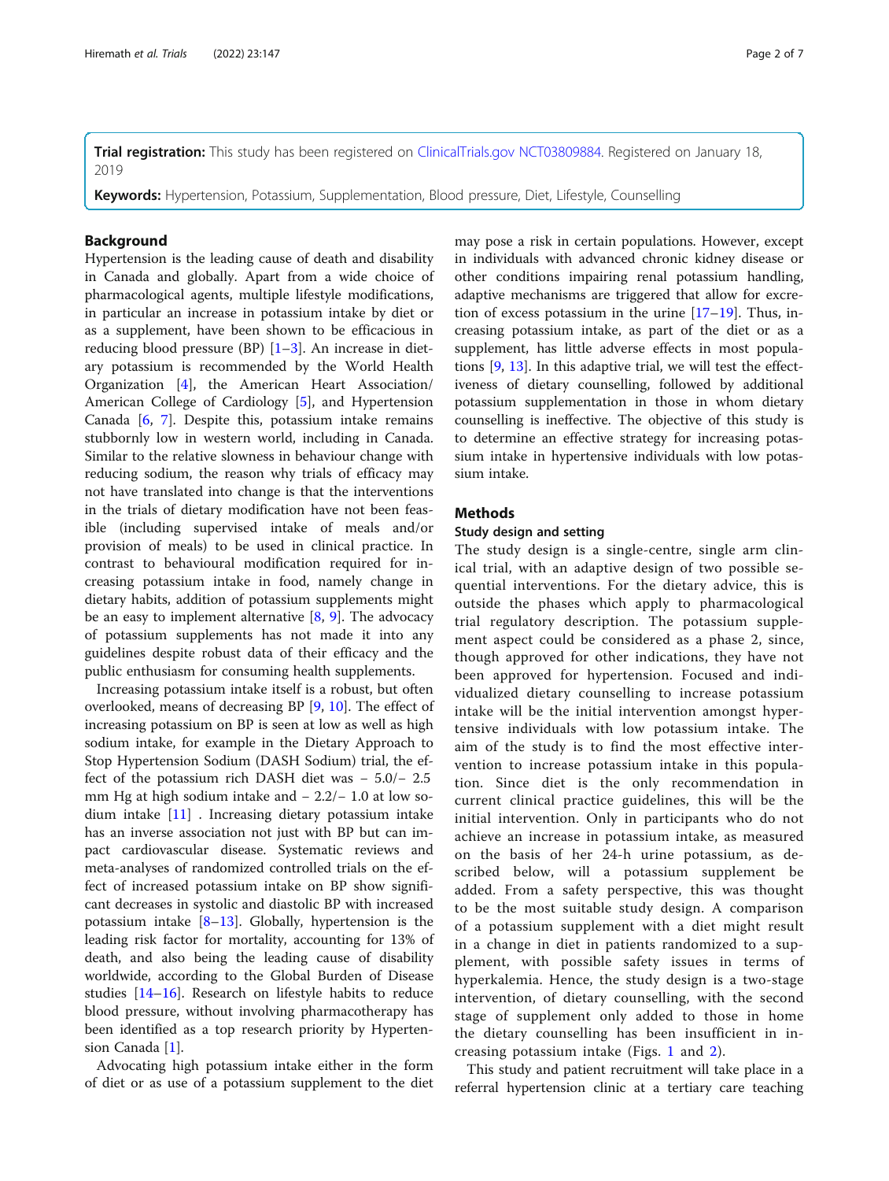**Trial registration:** This study has been registered on ClinicalTrials.gov NCT03809884. Registered on January 18, 2019

**Keywords:** Hypertension, Potassium, Supplementation, Blood pressure, Diet, Lifestyle, Counselling

## Background

Hypertension is the leading cause of death and disability in Canada and globally. Apart from a wide choice of pharmacological agents, multiple lifestyle modifications, in particular an increase in potassium intake by diet or as a supplement, have been shown to be efficacious in reducing blood pressure (BP) [1–3]. An increase in dietary potassium is recommended by the World Health Organization [4], the American Heart Association/American College of Cardiology [5], and Hypertension Canada [6, 7]. Despite this, potassium intake remains stubbornly low in western world, including in Canada. Similar to the relative slowness in behaviour change with reducing sodium, the reason why trials of efficacy may not have translated into change is that the interventions in the trials of dietary modification have not been feasible (including supervised intake of meals and/or provision of meals) to be used in clinical practice. In contrast to behavioural modification required for increasing potassium intake in food, namely change in dietary habits, addition of potassium supplements might be an easy to implement alternative [8, 9]. The advocacy of potassium supplements has not made it into any guidelines despite robust data of their efficacy and the public enthusiasm for consuming health supplements.

Increasing potassium intake itself is a robust, but often overlooked, means of decreasing BP [9, 10]. The effect of increasing potassium on BP is seen at low as well as high sodium intake, for example in the Dietary Approach to Stop Hypertension Sodium (DASH Sodium) trial, the effect of the potassium rich DASH diet was − 5.0/− 2.5 mm Hg at high sodium intake and − 2.2/− 1.0 at low sodium intake [11] . Increasing dietary potassium intake has an inverse association not just with BP but can impact cardiovascular disease. Systematic reviews and meta-analyses of randomized controlled trials on the effect of increased potassium intake on BP show significant decreases in systolic and diastolic BP with increased potassium intake [8–13]. Globally, hypertension is the leading risk factor for mortality, accounting for 13% of death, and also being the leading cause of disability worldwide, according to the Global Burden of Disease studies [14–16]. Research on lifestyle habits to reduce blood pressure, without involving pharmacotherapy has been identified as a top research priority by Hypertension Canada [1].

Advocating high potassium intake either in the form of diet or as use of a potassium supplement to the diet may pose a risk in certain populations. However, except in individuals with advanced chronic kidney disease or other conditions impairing renal potassium handling, adaptive mechanisms are triggered that allow for excretion of excess potassium in the urine [17–19]. Thus, increasing potassium intake, as part of the diet or as a supplement, has little adverse effects in most populations [9, 13]. In this adaptive trial, we will test the effectiveness of dietary counselling, followed by additional potassium supplementation in those in whom dietary counselling is ineffective. The objective of this study is to determine an effective strategy for increasing potassium intake in hypertensive individuals with low potassium intake.

## Methods

### Study design and setting

The study design is a single-centre, single arm clinical trial, with an adaptive design of two possible sequential interventions. For the dietary advice, this is outside the phases which apply to pharmacological trial regulatory description. The potassium supplement aspect could be considered as a phase 2, since, though approved for other indications, they have not been approved for hypertension. Focused and individualized dietary counselling to increase potassium intake will be the initial intervention amongst hypertensive individuals with low potassium intake. The aim of the study is to find the most effective intervention to increase potassium intake in this population. Since diet is the only recommendation in current clinical practice guidelines, this will be the initial intervention. Only in participants who do not achieve an increase in potassium intake, as measured on the basis of her 24-h urine potassium, as described below, will a potassium supplement be added. From a safety perspective, this was thought to be the most suitable study design. A comparison of a potassium supplement with a diet might result in a change in diet in patients randomized to a supplement, with possible safety issues in terms of hyperkalemia. Hence, the study design is a two-stage intervention, of dietary counselling, with the second stage of supplement only added to those in home the dietary counselling has been insufficient in increasing potassium intake (Figs. 1 and 2).

This study and patient recruitment will take place in a referral hypertension clinic at a tertiary care teaching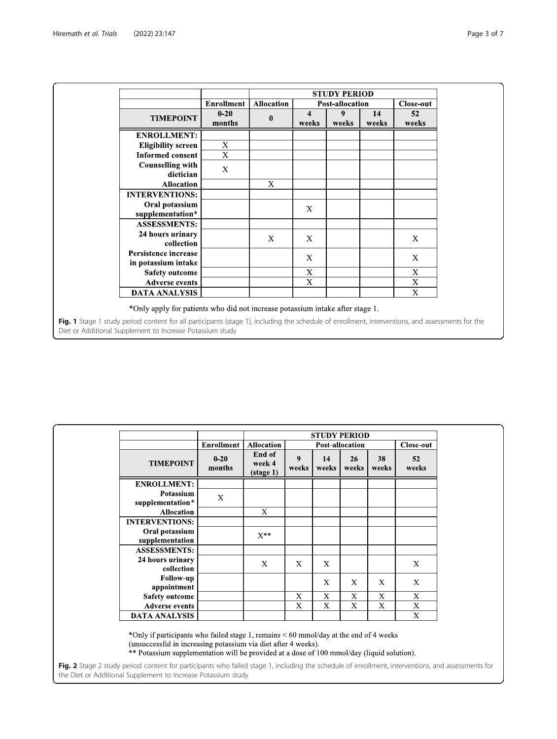| | | STUDY PERIOD | | | | |
|---|---|---|---|---|---|---|
| | **Enrollment** | **Allocation** | **Post-allocation** | | | **Close-out** |
| **TIMEPOINT** | **0-20 months** | **0** | **4 weeks** | **9 weeks** | **14 weeks** | **52 weeks** |
| **ENROLLMENT:** | | | | | | |
| **Eligibility screen** | X | | | | | |
| **Informed consent** | X | | | | | |
| **Counselling with dietician** | X | | | | | |
| **Allocation** | | X | | | | |
| **INTERVENTIONS:** | | | | | | |
| **Oral potassium supplementation*** | | | X | | | |
| **ASSESSMENTS:** | | | | | | |
| **24 hours urinary collection** | | X | X | | | X |
| **Persistence increase in potassium intake** | | | X | | | X |
| **Safety outcome** | | | X | | | X |
| **Adverse events** | | | X | | | X |
| **DATA ANALYSIS** | | | | | | X |

*Only apply for patients who did not increase potassium intake after stage 1.

**Fig. 1** Stage 1 study period content for all participants (stage 1), including the schedule of enrollment, interventions, and assessments for the Diet or Additional Supplement to Increase Potassium study

| | | STUDY PERIOD | | | | | |
|---|---|---|---|---|---|---|---|
| | **Enrollment** | **Allocation** | **Post-allocation** | | | | **Close-out** |
| **TIMEPOINT** | **0-20 months** | **End of week 4 (stage 1)** | **9 weeks** | **14 weeks** | **26 weeks** | **38 weeks** | **52 weeks** |
| **ENROLLMENT:** | | | | | | | |
| **Potassium supplementation*** | X | | | | | | |
| **Allocation** | | X | | | | | |
| **INTERVENTIONS:** | | | | | | | |
| **Oral potassium supplementation** | | X** | | | | | |
| **ASSESSMENTS:** | | | | | | | |
| **24 hours urinary collection** | | X | X | X | | | X |
| **Follow-up appointment** | | | | X | X | X | X |
| **Safety outcome** | | | X | X | X | X | X |
| **Adverse events** | | | X | X | X | X | X |
| **DATA ANALYSIS** | | | | | | | X |

*Only if participants who failed stage 1, remains < 60 mmol/day at the end of 4 weeks (unsuccessful in increasing potassium via diet after 4 weeks).
** Potassium supplementation will be provided at a dose of 100 mmol/day (liquid solution).

**Fig. 2** Stage 2 study period content for participants who failed stage 1, including the schedule of enrollment, interventions, and assessments for the Diet or Additional Supplement to Increase Potassium study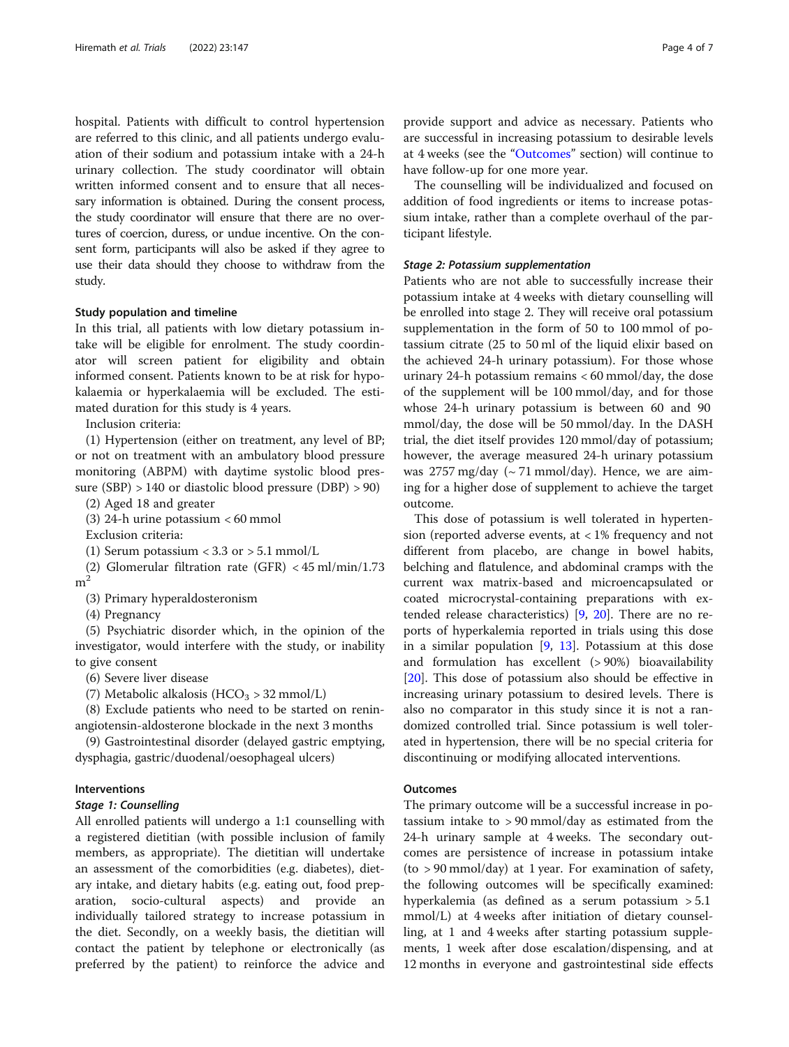hospital. Patients with difficult to control hypertension are referred to this clinic, and all patients undergo evaluation of their sodium and potassium intake with a 24-h urinary collection. The study coordinator will obtain written informed consent and to ensure that all necessary information is obtained. During the consent process, the study coordinator will ensure that there are no overtures of coercion, duress, or undue incentive. On the consent form, participants will also be asked if they agree to use their data should they choose to withdraw from the study.

### Study population and timeline

In this trial, all patients with low dietary potassium intake will be eligible for enrolment. The study coordinator will screen patient for eligibility and obtain informed consent. Patients known to be at risk for hypokalaemia or hyperkalaemia will be excluded. The estimated duration for this study is 4 years.

Inclusion criteria:

(1) Hypertension (either on treatment, any level of BP; or not on treatment with an ambulatory blood pressure monitoring (ABPM) with daytime systolic blood pressure (SBP) > 140 or diastolic blood pressure (DBP) > 90)

(2) Aged 18 and greater

(3) 24-h urine potassium < 60 mmol

Exclusion criteria:

(1) Serum potassium < 3.3 or > 5.1 mmol/L

(2) Glomerular filtration rate (GFR) < 45 ml/min/1.73 $m^2$

(3) Primary hyperaldosteronism

(4) Pregnancy

(5) Psychiatric disorder which, in the opinion of the investigator, would interfere with the study, or inability to give consent

(6) Severe liver disease

(7) Metabolic alkalosis ($HCO_3$ > 32 mmol/L)

(8) Exclude patients who need to be started on renin-angiotensin-aldosterone blockade in the next 3 months

(9) Gastrointestinal disorder (delayed gastric emptying, dysphagia, gastric/duodenal/oesophageal ulcers)

### Interventions

#### *Stage 1: Counselling*

All enrolled patients will undergo a 1:1 counselling with a registered dietitian (with possible inclusion of family members, as appropriate). The dietitian will undertake an assessment of the comorbidities (e.g. diabetes), dietary intake, and dietary habits (e.g. eating out, food preparation, socio-cultural aspects) and provide an individually tailored strategy to increase potassium in the diet. Secondly, on a weekly basis, the dietitian will contact the patient by telephone or electronically (as preferred by the patient) to reinforce the advice and provide support and advice as necessary. Patients who are successful in increasing potassium to desirable levels at 4 weeks (see the "Outcomes" section) will continue to have follow-up for one more year.

The counselling will be individualized and focused on addition of food ingredients or items to increase potassium intake, rather than a complete overhaul of the participant lifestyle.

#### *Stage 2: Potassium supplementation*

Patients who are not able to successfully increase their potassium intake at 4 weeks with dietary counselling will be enrolled into stage 2. They will receive oral potassium supplementation in the form of 50 to 100 mmol of potassium citrate (25 to 50 ml of the liquid elixir based on the achieved 24-h urinary potassium). For those whose urinary 24-h potassium remains < 60 mmol/day, the dose of the supplement will be 100 mmol/day, and for those whose 24-h urinary potassium is between 60 and 90 mmol/day, the dose will be 50 mmol/day. In the DASH trial, the diet itself provides 120 mmol/day of potassium; however, the average measured 24-h urinary potassium was 2757 mg/day (~ 71 mmol/day). Hence, we are aiming for a higher dose of supplement to achieve the target outcome.

This dose of potassium is well tolerated in hypertension (reported adverse events, at < 1% frequency and not different from placebo, are change in bowel habits, belching and flatulence, and abdominal cramps with the current wax matrix-based and microencapsulated or coated microcrystal-containing preparations with extended release characteristics) [9, 20]. There are no reports of hyperkalemia reported in trials using this dose in a similar population [9, 13]. Potassium at this dose and formulation has excellent (> 90%) bioavailability [20]. This dose of potassium also should be effective in increasing urinary potassium to desired levels. There is also no comparator in this study since it is not a randomized controlled trial. Since potassium is well tolerated in hypertension, there will be no special criteria for discontinuing or modifying allocated interventions.

### Outcomes

The primary outcome will be a successful increase in potassium intake to > 90 mmol/day as estimated from the 24-h urinary sample at 4 weeks. The secondary outcomes are persistence of increase in potassium intake (to > 90 mmol/day) at 1 year. For examination of safety, the following outcomes will be specifically examined: hyperkalemia (as defined as a serum potassium > 5.1 mmol/L) at 4 weeks after initiation of dietary counselling, at 1 and 4 weeks after starting potassium supplements, 1 week after dose escalation/dispensing, and at 12 months in everyone and gastrointestinal side effects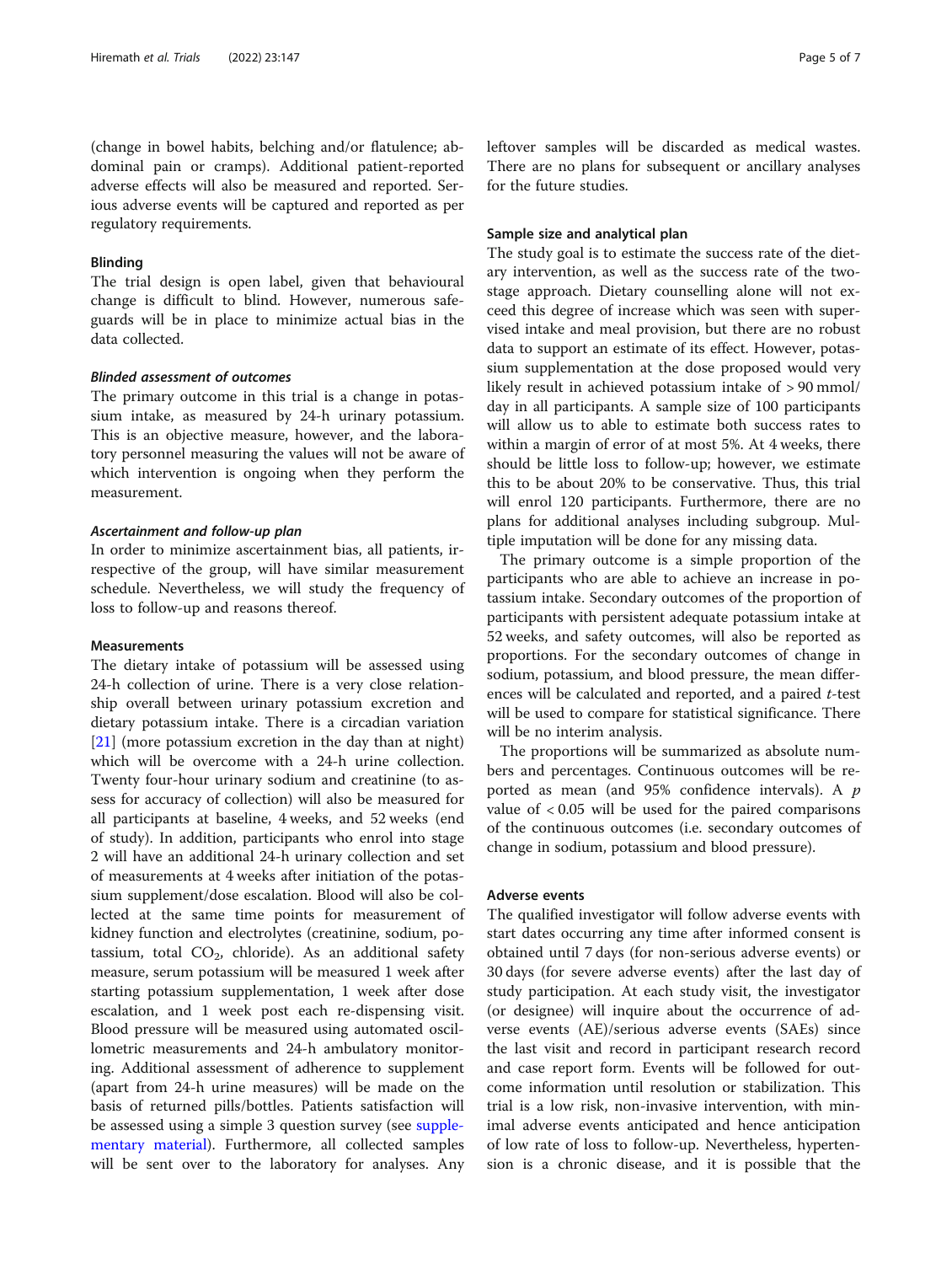(change in bowel habits, belching and/or flatulence; abdominal pain or cramps). Additional patient-reported adverse effects will also be measured and reported. Serious adverse events will be captured and reported as per regulatory requirements.

### Blinding

The trial design is open label, given that behavioural change is difficult to blind. However, numerous safeguards will be in place to minimize actual bias in the data collected.

#### *Blinded assessment of outcomes*

The primary outcome in this trial is a change in potassium intake, as measured by 24-h urinary potassium. This is an objective measure, however, and the laboratory personnel measuring the values will not be aware of which intervention is ongoing when they perform the measurement.

#### *Ascertainment and follow-up plan*

In order to minimize ascertainment bias, all patients, irrespective of the group, will have similar measurement schedule. Nevertheless, we will study the frequency of loss to follow-up and reasons thereof.

### Measurements

The dietary intake of potassium will be assessed using 24-h collection of urine. There is a very close relationship overall between urinary potassium excretion and dietary potassium intake. There is a circadian variation [21] (more potassium excretion in the day than at night) which will be overcome with a 24-h urine collection. Twenty four-hour urinary sodium and creatinine (to assess for accuracy of collection) will also be measured for all participants at baseline, 4 weeks, and 52 weeks (end of study). In addition, participants who enrol into stage 2 will have an additional 24-h urinary collection and set of measurements at 4 weeks after initiation of the potassium supplement/dose escalation. Blood will also be collected at the same time points for measurement of kidney function and electrolytes (creatinine, sodium, potassium, total $CO_2$, chloride). As an additional safety measure, serum potassium will be measured 1 week after starting potassium supplementation, 1 week after dose escalation, and 1 week post each re-dispensing visit. Blood pressure will be measured using automated oscillometric measurements and 24-h ambulatory monitoring. Additional assessment of adherence to supplement (apart from 24-h urine measures) will be made on the basis of returned pills/bottles. Patients satisfaction will be assessed using a simple 3 question survey (see supplementary material). Furthermore, all collected samples will be sent over to the laboratory for analyses. Any leftover samples will be discarded as medical wastes. There are no plans for subsequent or ancillary analyses for the future studies.

### Sample size and analytical plan

The study goal is to estimate the success rate of the dietary intervention, as well as the success rate of the two-stage approach. Dietary counselling alone will not exceed this degree of increase which was seen with supervised intake and meal provision, but there are no robust data to support an estimate of its effect. However, potassium supplementation at the dose proposed would very likely result in achieved potassium intake of > 90 mmol/day in all participants. A sample size of 100 participants will allow us to able to estimate both success rates to within a margin of error of at most 5%. At 4 weeks, there should be little loss to follow-up; however, we estimate this to be about 20% to be conservative. Thus, this trial will enrol 120 participants. Furthermore, there are no plans for additional analyses including subgroup. Multiple imputation will be done for any missing data.

The primary outcome is a simple proportion of the participants who are able to achieve an increase in potassium intake. Secondary outcomes of the proportion of participants with persistent adequate potassium intake at 52 weeks, and safety outcomes, will also be reported as proportions. For the secondary outcomes of change in sodium, potassium, and blood pressure, the mean differences will be calculated and reported, and a paired *t*-test will be used to compare for statistical significance. There will be no interim analysis.

The proportions will be summarized as absolute numbers and percentages. Continuous outcomes will be reported as mean (and 95% confidence intervals). A $p$ value of $< 0.05$ will be used for the paired comparisons of the continuous outcomes (i.e. secondary outcomes of change in sodium, potassium and blood pressure).

### Adverse events

The qualified investigator will follow adverse events with start dates occurring any time after informed consent is obtained until 7 days (for non-serious adverse events) or 30 days (for severe adverse events) after the last day of study participation. At each study visit, the investigator (or designee) will inquire about the occurrence of adverse events (AE)/serious adverse events (SAEs) since the last visit and record in participant research record and case report form. Events will be followed for outcome information until resolution or stabilization. This trial is a low risk, non-invasive intervention, with minimal adverse events anticipated and hence anticipation of low rate of loss to follow-up. Nevertheless, hypertension is a chronic disease, and it is possible that the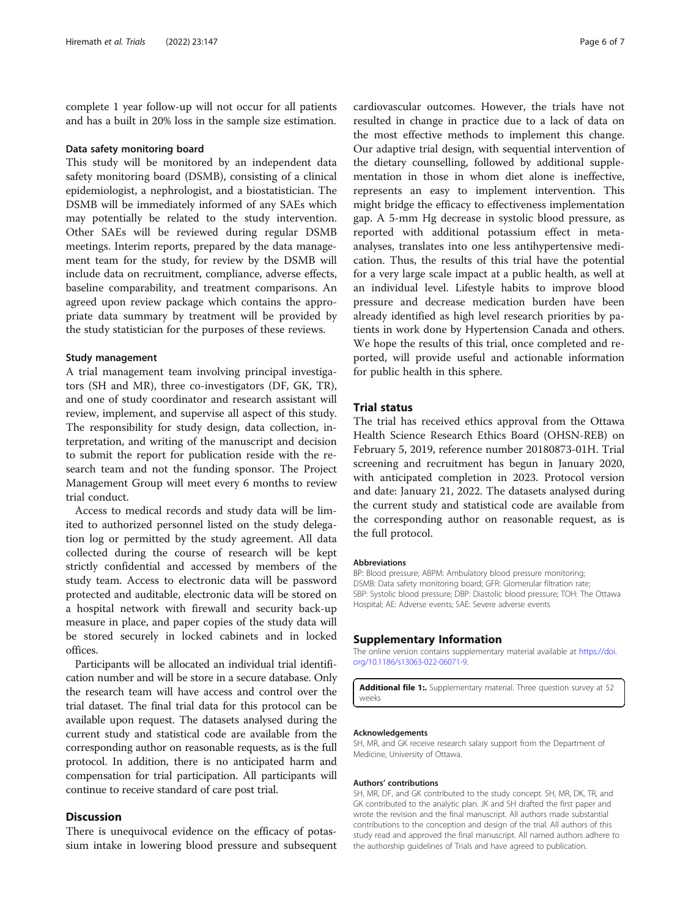complete 1 year follow-up will not occur for all patients and has a built in 20% loss in the sample size estimation.

### Data safety monitoring board

This study will be monitored by an independent data safety monitoring board (DSMB), consisting of a clinical epidemiologist, a nephrologist, and a biostatistician. The DSMB will be immediately informed of any SAEs which may potentially be related to the study intervention. Other SAEs will be reviewed during regular DSMB meetings. Interim reports, prepared by the data management team for the study, for review by the DSMB will include data on recruitment, compliance, adverse effects, baseline comparability, and treatment comparisons. An agreed upon review package which contains the appropriate data summary by treatment will be provided by the study statistician for the purposes of these reviews.

### Study management

A trial management team involving principal investigators (SH and MR), three co-investigators (DF, GK, TR), and one of study coordinator and research assistant will review, implement, and supervise all aspect of this study. The responsibility for study design, data collection, interpretation, and writing of the manuscript and decision to submit the report for publication reside with the research team and not the funding sponsor. The Project Management Group will meet every 6 months to review trial conduct.

Access to medical records and study data will be limited to authorized personnel listed on the study delegation log or permitted by the study agreement. All data collected during the course of research will be kept strictly confidential and accessed by members of the study team. Access to electronic data will be password protected and auditable, electronic data will be stored on a hospital network with firewall and security back-up measure in place, and paper copies of the study data will be stored securely in locked cabinets and in locked offices.

Participants will be allocated an individual trial identification number and will be store in a secure database. Only the research team will have access and control over the trial dataset. The final trial data for this protocol can be available upon request. The datasets analysed during the current study and statistical code are available from the corresponding author on reasonable requests, as is the full protocol. In addition, there is no anticipated harm and compensation for trial participation. All participants will continue to receive standard of care post trial.

## Discussion

There is unequivocal evidence on the efficacy of potassium intake in lowering blood pressure and subsequent cardiovascular outcomes. However, the trials have not resulted in change in practice due to a lack of data on the most effective methods to implement this change. Our adaptive trial design, with sequential intervention of the dietary counselling, followed by additional supplementation in those in whom diet alone is ineffective, represents an easy to implement intervention. This might bridge the efficacy to effectiveness implementation gap. A 5-mm Hg decrease in systolic blood pressure, as reported with additional potassium effect in meta-analyses, translates into one less antihypertensive medication. Thus, the results of this trial have the potential for a very large scale impact at a public health, as well at an individual level. Lifestyle habits to improve blood pressure and decrease medication burden have been already identified as high level research priorities by patients in work done by Hypertension Canada and others. We hope the results of this trial, once completed and reported, will provide useful and actionable information for public health in this sphere.

## Trial status

The trial has received ethics approval from the Ottawa Health Science Research Ethics Board (OHSN-REB) on February 5, 2019, reference number 20180873-01H. Trial screening and recruitment has begun in January 2020, with anticipated completion in 2023. Protocol version and date: January 21, 2022. The datasets analysed during the current study and statistical code are available from the corresponding author on reasonable request, as is the full protocol.

#### Abbreviations

BP: Blood pressure; ABPM: Ambulatory blood pressure monitoring; DSMB: Data safety monitoring board; GFR: Glomerular filtration rate; SBP: Systolic blood pressure; DBP: Diastolic blood pressure; TOH: The Ottawa Hospital; AE: Adverse events; SAE: Severe adverse events

## Supplementary Information

The online version contains supplementary material available at https://doi.org/10.1186/s13063-022-06071-9.

**Additional file 1:.** Supplementary material. Three question survey at 52 weeks

#### Acknowledgements

SH, MR, and GK receive research salary support from the Department of Medicine, University of Ottawa.

#### Authors' contributions

SH, MR, DF, and GK contributed to the study concept. SH, MR, DK, TR, and GK contributed to the analytic plan. JK and SH drafted the first paper and wrote the revision and the final manuscript. All authors made substantial contributions to the conception and design of the trial. All authors of this study read and approved the final manuscript. All named authors adhere to the authorship guidelines of Trials and have agreed to publication.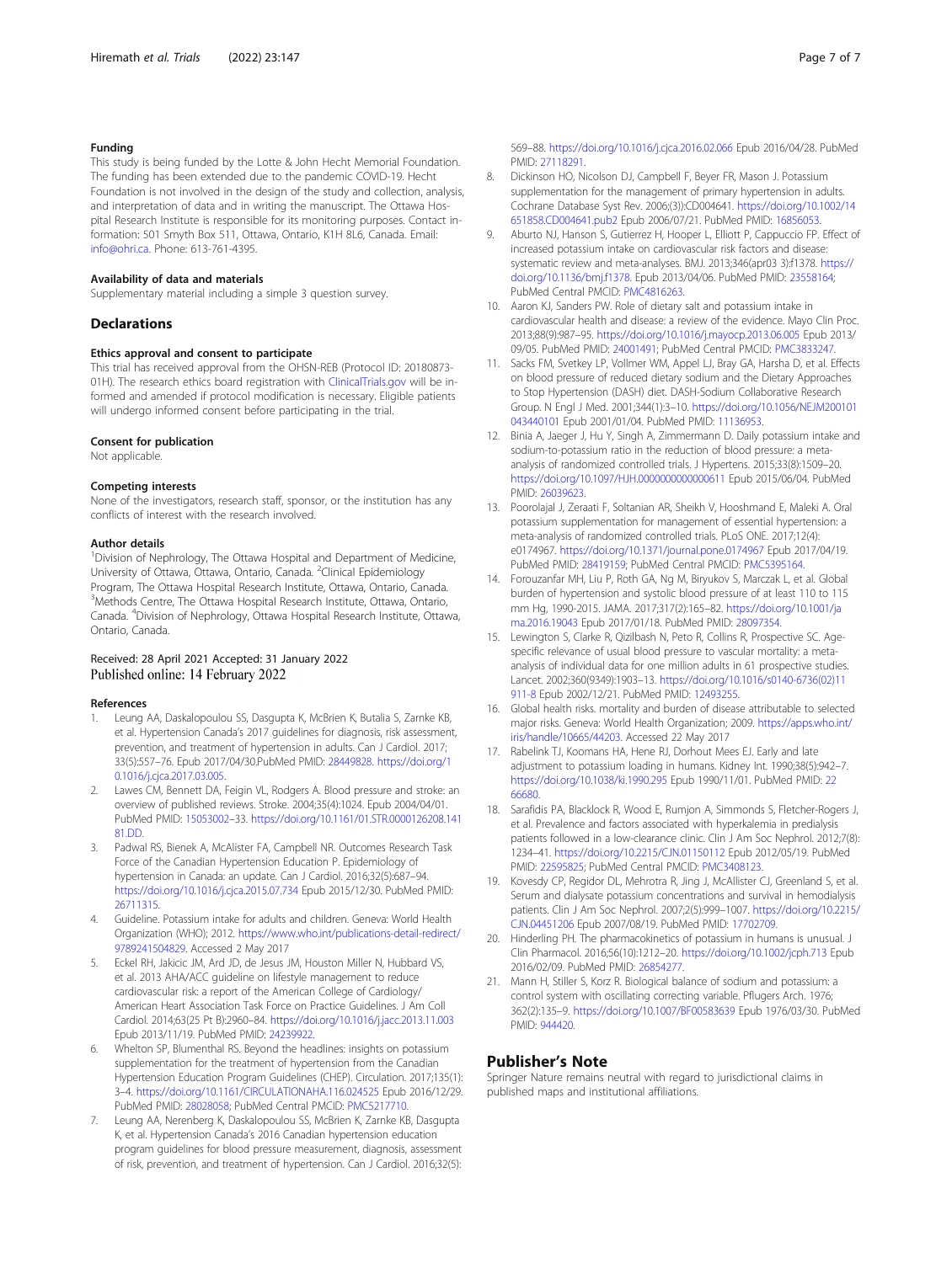### Funding

This study is being funded by the Lotte & John Hecht Memorial Foundation. The funding has been extended due to the pandemic COVID-19. Hecht Foundation is not involved in the design of the study and collection, analysis, and interpretation of data and in writing the manuscript. The Ottawa Hospital Research Institute is responsible for its monitoring purposes. Contact information: 501 Smyth Box 511, Ottawa, Ontario, K1H 8L6, Canada. Email: info@ohri.ca. Phone: 613-761-4395.

### Availability of data and materials

Supplementary material including a simple 3 question survey.

## Declarations

### Ethics approval and consent to participate

This trial has received approval from the OHSN-REB (Protocol ID: 20180873-01H). The research ethics board registration with ClinicalTrials.gov will be informed and amended if protocol modification is necessary. Eligible patients will undergo informed consent before participating in the trial.

### Consent for publication

Not applicable.

### Competing interests

None of the investigators, research staff, sponsor, or the institution has any conflicts of interest with the research involved.

### Author details

[1]Division of Nephrology, The Ottawa Hospital and Department of Medicine, University of Ottawa, Ottawa, Ontario, Canada. [2]Clinical Epidemiology Program, The Ottawa Hospital Research Institute, Ottawa, Ontario, Canada. [3]Methods Centre, The Ottawa Hospital Research Institute, Ottawa, Ontario, Canada. [4]Division of Nephrology, Ottawa Hospital Research Institute, Ottawa, Ontario, Canada.

Received: 28 April 2021 Accepted: 31 January 2022
Published online: 14 February 2022

### References

1. Leung AA, Daskalopoulou SS, Dasgupta K, McBrien K, Butalia S, Zarnke KB, et al. Hypertension Canada's 2017 guidelines for diagnosis, risk assessment, prevention, and treatment of hypertension in adults. Can J Cardiol. 2017; 33(5):557–76. Epub 2017/04/30.PubMed PMID: 28449828. https://doi.org/10.1016/j.cjca.2017.03.005.
2. Lawes CM, Bennett DA, Feigin VL, Rodgers A. Blood pressure and stroke: an overview of published reviews. Stroke. 2004;35(4):1024. Epub 2004/04/01. PubMed PMID: 15053002–33. https://doi.org/10.1161/01.STR.0000126208.14181.DD.
3. Padwal RS, Bienek A, McAlister FA, Campbell NR. Outcomes Research Task Force of the Canadian Hypertension Education P. Epidemiology of hypertension in Canada: an update. Can J Cardiol. 2016;32(5):687–94. https://doi.org/10.1016/j.cjca.2015.07.734 Epub 2015/12/30. PubMed PMID: 26711315.
4. Guideline. Potassium intake for adults and children. Geneva: World Health Organization (WHO); 2012. https://www.who.int/publications-detail-redirect/9789241504829. Accessed 2 May 2017
5. Eckel RH, Jakicic JM, Ard JD, de Jesus JM, Houston Miller N, Hubbard VS, et al. 2013 AHA/ACC guideline on lifestyle management to reduce cardiovascular risk: a report of the American College of Cardiology/American Heart Association Task Force on Practice Guidelines. J Am Coll Cardiol. 2014;63(25 Pt B):2960–84. https://doi.org/10.1016/j.jacc.2013.11.003 Epub 2013/11/19. PubMed PMID: 24239922.
6. Whelton SP, Blumenthal RS. Beyond the headlines: insights on potassium supplementation for the treatment of hypertension from the Canadian Hypertension Education Program Guidelines (CHEP). Circulation. 2017;135(1):3–4. https://doi.org/10.1161/CIRCULATIONAHA.116.024525 Epub 2016/12/29. PubMed PMID: 28028058; PubMed Central PMCID: PMC5217710.
7. Leung AA, Nerenberg K, Daskalopoulou SS, McBrien K, Zarnke KB, Dasgupta K, et al. Hypertension Canada's 2016 Canadian hypertension education program guidelines for blood pressure measurement, diagnosis, assessment of risk, prevention, and treatment of hypertension. Can J Cardiol. 2016;32(5):569–88. https://doi.org/10.1016/j.cjca.2016.02.066 Epub 2016/04/28. PubMed PMID: 27118291.
8. Dickinson HO, Nicolson DJ, Campbell F, Beyer FR, Mason J. Potassium supplementation for the management of primary hypertension in adults. Cochrane Database Syst Rev. 2006;(3)):CD004641. https://doi.org/10.1002/14651858.CD004641.pub2 Epub 2006/07/21. PubMed PMID: 16856053.
9. Aburto NJ, Hanson S, Gutierrez H, Hooper L, Elliott P, Cappuccio FP. Effect of increased potassium intake on cardiovascular risk factors and disease: systematic review and meta-analyses. BMJ. 2013;346(apr03 3):f1378. https://doi.org/10.1136/bmj.f1378. Epub 2013/04/06. PubMed PMID: 23558164; PubMed Central PMCID: PMC4816263.
10. Aaron KJ, Sanders PW. Role of dietary salt and potassium intake in cardiovascular health and disease: a review of the evidence. Mayo Clin Proc. 2013;88(9):987–95. https://doi.org/10.1016/j.mayocp.2013.06.005 Epub 2013/09/05. PubMed PMID: 24001491; PubMed Central PMCID: PMC3833247.
11. Sacks FM, Svetkey LP, Vollmer WM, Appel LJ, Bray GA, Harsha D, et al. Effects on blood pressure of reduced dietary sodium and the Dietary Approaches to Stop Hypertension (DASH) diet. DASH-Sodium Collaborative Research Group. N Engl J Med. 2001;344(1):3–10. https://doi.org/10.1056/NEJM200101043440101 Epub 2001/01/04. PubMed PMID: 11136953.
12. Binia A, Jaeger J, Hu Y, Singh A, Zimmermann D. Daily potassium intake and sodium-to-potassium ratio in the reduction of blood pressure: a meta-analysis of randomized controlled trials. J Hypertens. 2015;33(8):1509–20. https://doi.org/10.1097/HJH.0000000000000611 Epub 2015/06/04. PubMed PMID: 26039623.
13. Poorolajal J, Zeraati F, Soltanian AR, Sheikh V, Hooshmand E, Maleki A. Oral potassium supplementation for management of essential hypertension: a meta-analysis of randomized controlled trials. PLoS ONE. 2017;12(4):e0174967. https://doi.org/10.1371/journal.pone.0174967 Epub 2017/04/19. PubMed PMID: 28419159; PubMed Central PMCID: PMC5395164.
14. Forouzanfar MH, Liu P, Roth GA, Ng M, Biryukov S, Marczak L, et al. Global burden of hypertension and systolic blood pressure of at least 110 to 115 mm Hg, 1990-2015. JAMA. 2017;317(2):165–82. https://doi.org/10.1001/jama.2016.19043 Epub 2017/01/18. PubMed PMID: 28097354.
15. Lewington S, Clarke R, Qizilbash N, Peto R, Collins R, Prospective SC. Age-specific relevance of usual blood pressure to vascular mortality: a meta-analysis of individual data for one million adults in 61 prospective studies. Lancet. 2002;360(9349):1903–13. https://doi.org/10.1016/s0140-6736(02)11911-8 Epub 2002/12/21. PubMed PMID: 12493255.
16. Global health risks. mortality and burden of disease attributable to selected major risks. Geneva: World Health Organization; 2009. https://apps.who.int/iris/handle/10665/44203. Accessed 22 May 2017
17. Rabelink TJ, Koomans HA, Hene RJ, Dorhout Mees EJ. Early and late adjustment to potassium loading in humans. Kidney Int. 1990;38(5):942–7. https://doi.org/10.1038/ki.1990.295 Epub 1990/11/01. PubMed PMID: 2266680.
18. Sarafidis PA, Blacklock R, Wood E, Rumjon A, Simmonds S, Fletcher-Rogers J, et al. Prevalence and factors associated with hyperkalemia in predialysis patients followed in a low-clearance clinic. Clin J Am Soc Nephrol. 2012;7(8):1234–41. https://doi.org/10.2215/CJN.01150112 Epub 2012/05/19. PubMed PMID: 22595825; PubMed Central PMCID: PMC3408123.
19. Kovesdy CP, Regidor DL, Mehrotra R, Jing J, McAllister CJ, Greenland S, et al. Serum and dialysate potassium concentrations and survival in hemodialysis patients. Clin J Am Soc Nephrol. 2007;2(5):999–1007. https://doi.org/10.2215/CJN.04451206 Epub 2007/08/19. PubMed PMID: 17702709.
20. Hinderling PH. The pharmacokinetics of potassium in humans is unusual. J Clin Pharmacol. 2016;56(10):1212–20. https://doi.org/10.1002/jcph.713 Epub 2016/02/09. PubMed PMID: 26854277.
21. Mann H, Stiller S, Korz R. Biological balance of sodium and potassium: a control system with oscillating correcting variable. Pflugers Arch. 1976;362(2):135–9. https://doi.org/10.1007/BF00583639 Epub 1976/03/30. PubMed PMID: 944420.

## Publisher's Note

Springer Nature remains neutral with regard to jurisdictional claims in published maps and institutional affiliations.